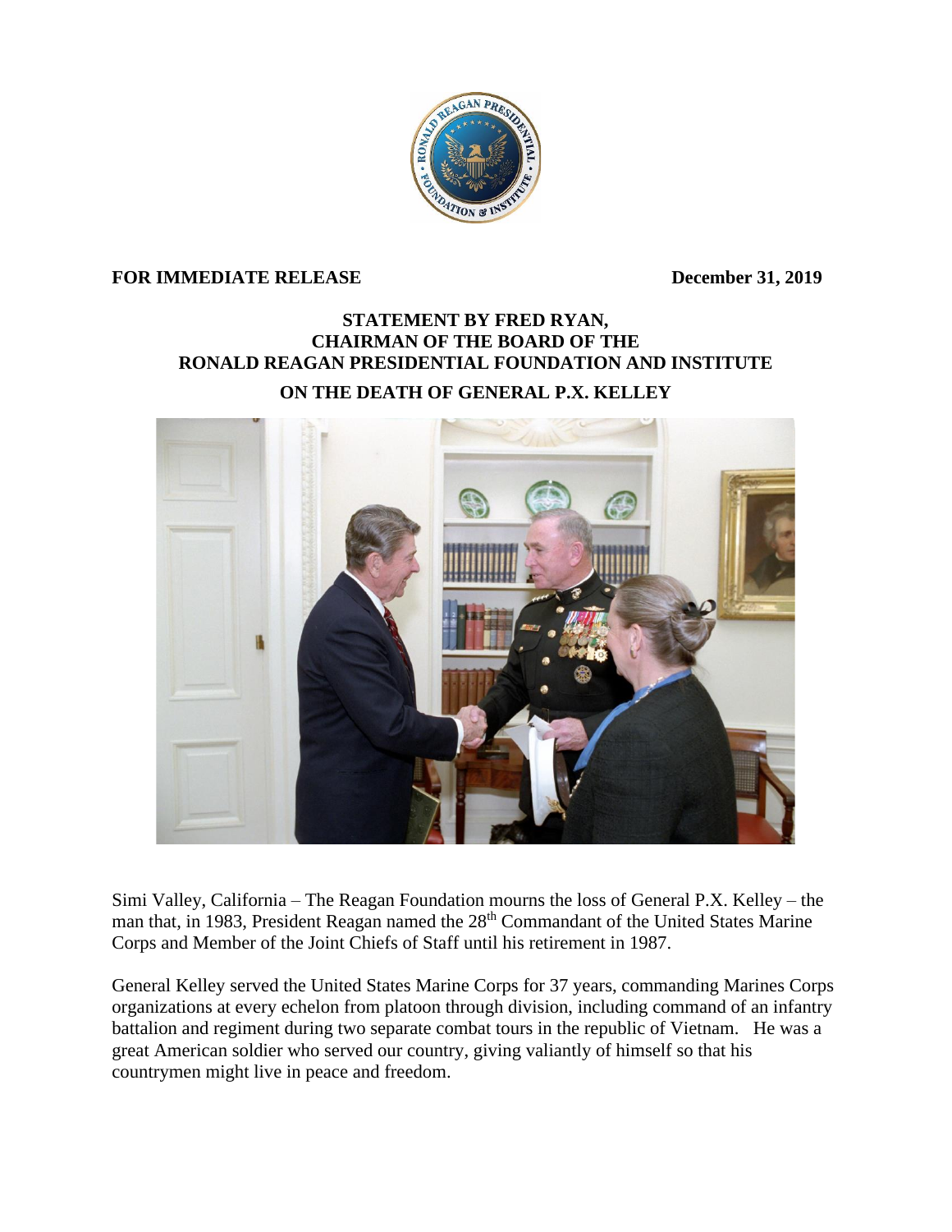**FOR IMMEDIATE RELEASE** **December 31, 2019**

## STATEMENT BY FRED RYAN, CHAIRMAN OF THE BOARD OF THE RONALD REAGAN PRESIDENTIAL FOUNDATION AND INSTITUTE

## ON THE DEATH OF GENERAL P.X. KELLEY

Simi Valley, California – The Reagan Foundation mourns the loss of General P.X. Kelley – the man that, in 1983, President Reagan named the 28th Commandant of the United States Marine Corps and Member of the Joint Chiefs of Staff until his retirement in 1987.

General Kelley served the United States Marine Corps for 37 years, commanding Marines Corps organizations at every echelon from platoon through division, including command of an infantry battalion and regiment during two separate combat tours in the republic of Vietnam. He was a great American soldier who served our country, giving valiantly of himself so that his countrymen might live in peace and freedom.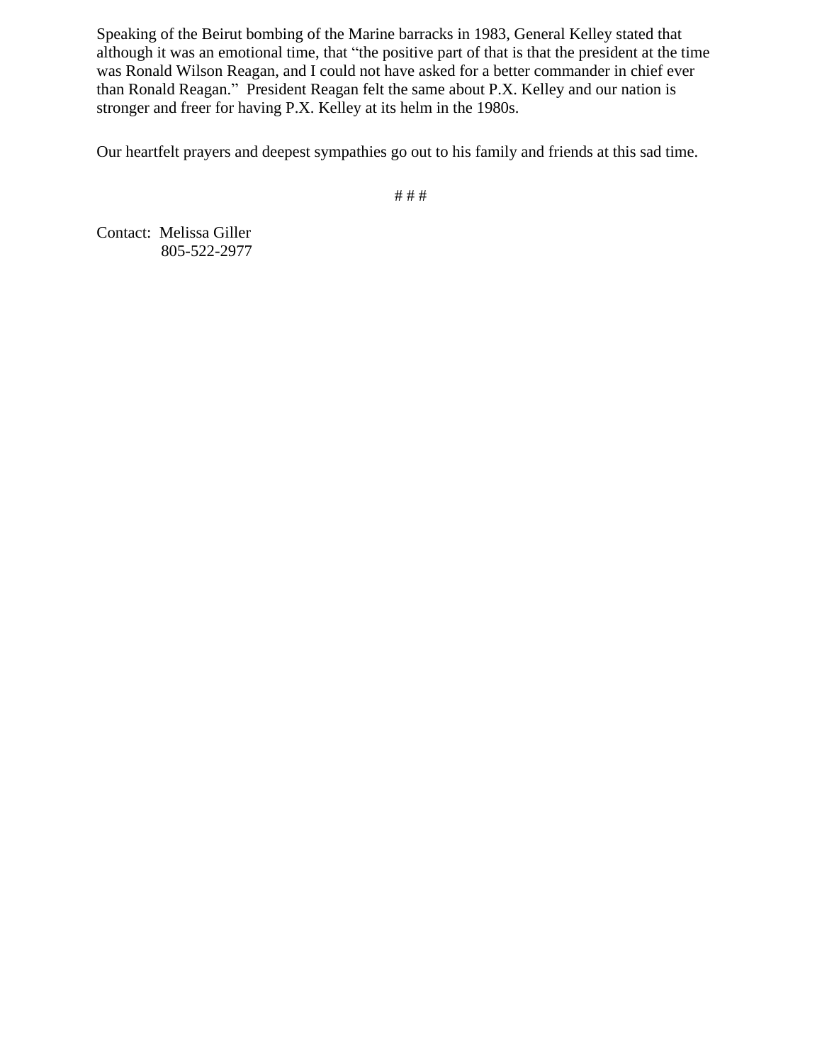Speaking of the Beirut bombing of the Marine barracks in 1983, General Kelley stated that although it was an emotional time, that “the positive part of that is that the president at the time was Ronald Wilson Reagan, and I could not have asked for a better commander in chief ever than Ronald Reagan.” President Reagan felt the same about P.X. Kelley and our nation is stronger and freer for having P.X. Kelley at its helm in the 1980s.

Our heartfelt prayers and deepest sympathies go out to his family and friends at this sad time.

# # #

Contact: Melissa Giller
805-522-2977